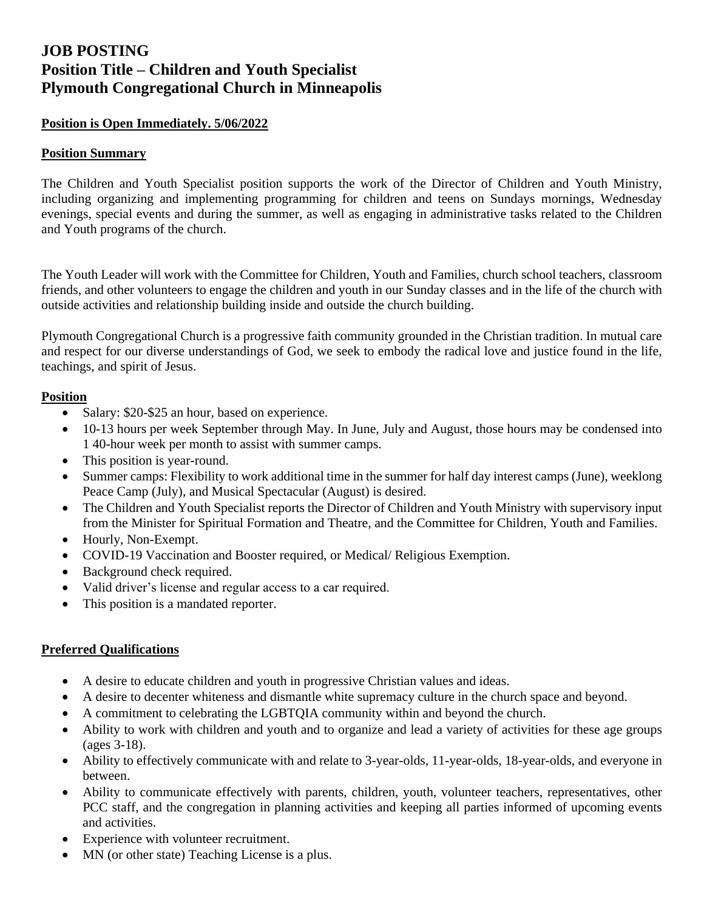# JOB POSTING
# Position Title – Children and Youth Specialist
# Plymouth Congregational Church in Minneapolis

**Position is Open Immediately. 5/06/2022**

**Position Summary**

The Children and Youth Specialist position supports the work of the Director of Children and Youth Ministry, including organizing and implementing programming for children and teens on Sundays mornings, Wednesday evenings, special events and during the summer, as well as engaging in administrative tasks related to the Children and Youth programs of the church.

The Youth Leader will work with the Committee for Children, Youth and Families, church school teachers, classroom friends, and other volunteers to engage the children and youth in our Sunday classes and in the life of the church with outside activities and relationship building inside and outside the church building.

Plymouth Congregational Church is a progressive faith community grounded in the Christian tradition. In mutual care and respect for our diverse understandings of God, we seek to embody the radical love and justice found in the life, teachings, and spirit of Jesus.

**Position**

- Salary: $20-$25 an hour, based on experience.
- 10-13 hours per week September through May. In June, July and August, those hours may be condensed into 1 40-hour week per month to assist with summer camps.
- This position is year-round.
- Summer camps: Flexibility to work additional time in the summer for half day interest camps (June), weeklong Peace Camp (July), and Musical Spectacular (August) is desired.
- The Children and Youth Specialist reports the Director of Children and Youth Ministry with supervisory input from the Minister for Spiritual Formation and Theatre, and the Committee for Children, Youth and Families.
- Hourly, Non-Exempt.
- COVID-19 Vaccination and Booster required, or Medical/ Religious Exemption.
- Background check required.
- Valid driver's license and regular access to a car required.
- This position is a mandated reporter.

**Preferred Qualifications**

- A desire to educate children and youth in progressive Christian values and ideas.
- A desire to decenter whiteness and dismantle white supremacy culture in the church space and beyond.
- A commitment to celebrating the LGBTQIA community within and beyond the church.
- Ability to work with children and youth and to organize and lead a variety of activities for these age groups (ages 3-18).
- Ability to effectively communicate with and relate to 3-year-olds, 11-year-olds, 18-year-olds, and everyone in between.
- Ability to communicate effectively with parents, children, youth, volunteer teachers, representatives, other PCC staff, and the congregation in planning activities and keeping all parties informed of upcoming events and activities.
- Experience with volunteer recruitment.
- MN (or other state) Teaching License is a plus.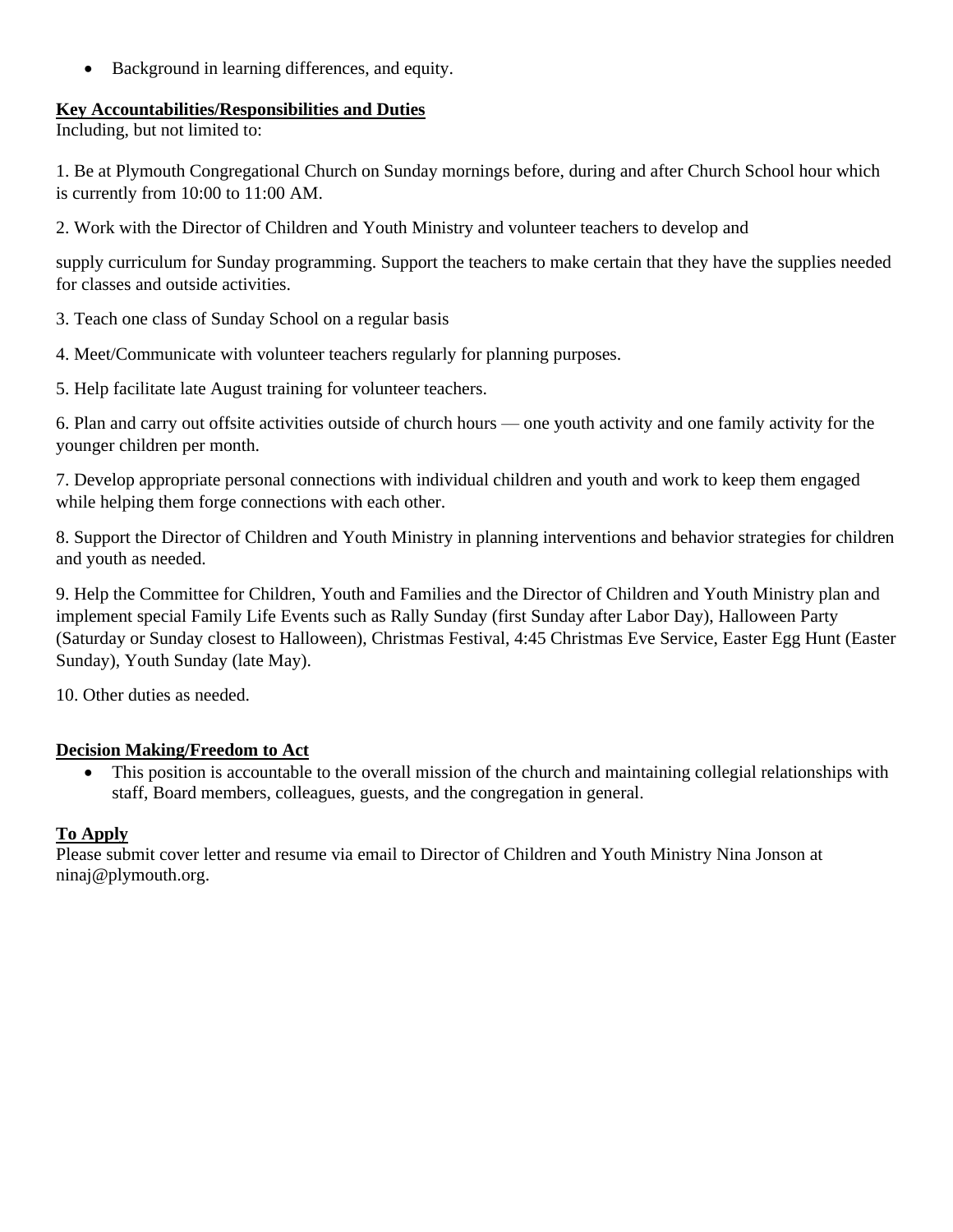- Background in learning differences, and equity.

**Key Accountabilities/Responsibilities and Duties**
Including, but not limited to:

1. Be at Plymouth Congregational Church on Sunday mornings before, during and after Church School hour which is currently from 10:00 to 11:00 AM.

2. Work with the Director of Children and Youth Ministry and volunteer teachers to develop and

supply curriculum for Sunday programming. Support the teachers to make certain that they have the supplies needed for classes and outside activities.

3. Teach one class of Sunday School on a regular basis

4. Meet/Communicate with volunteer teachers regularly for planning purposes.

5. Help facilitate late August training for volunteer teachers.

6. Plan and carry out offsite activities outside of church hours — one youth activity and one family activity for the younger children per month.

7. Develop appropriate personal connections with individual children and youth and work to keep them engaged while helping them forge connections with each other.

8. Support the Director of Children and Youth Ministry in planning interventions and behavior strategies for children and youth as needed.

9. Help the Committee for Children, Youth and Families and the Director of Children and Youth Ministry plan and implement special Family Life Events such as Rally Sunday (first Sunday after Labor Day), Halloween Party (Saturday or Sunday closest to Halloween), Christmas Festival, 4:45 Christmas Eve Service, Easter Egg Hunt (Easter Sunday), Youth Sunday (late May).

10. Other duties as needed.

**Decision Making/Freedom to Act**

- This position is accountable to the overall mission of the church and maintaining collegial relationships with staff, Board members, colleagues, guests, and the congregation in general.

**To Apply**
Please submit cover letter and resume via email to Director of Children and Youth Ministry Nina Jonson at ninaj@plymouth.org.